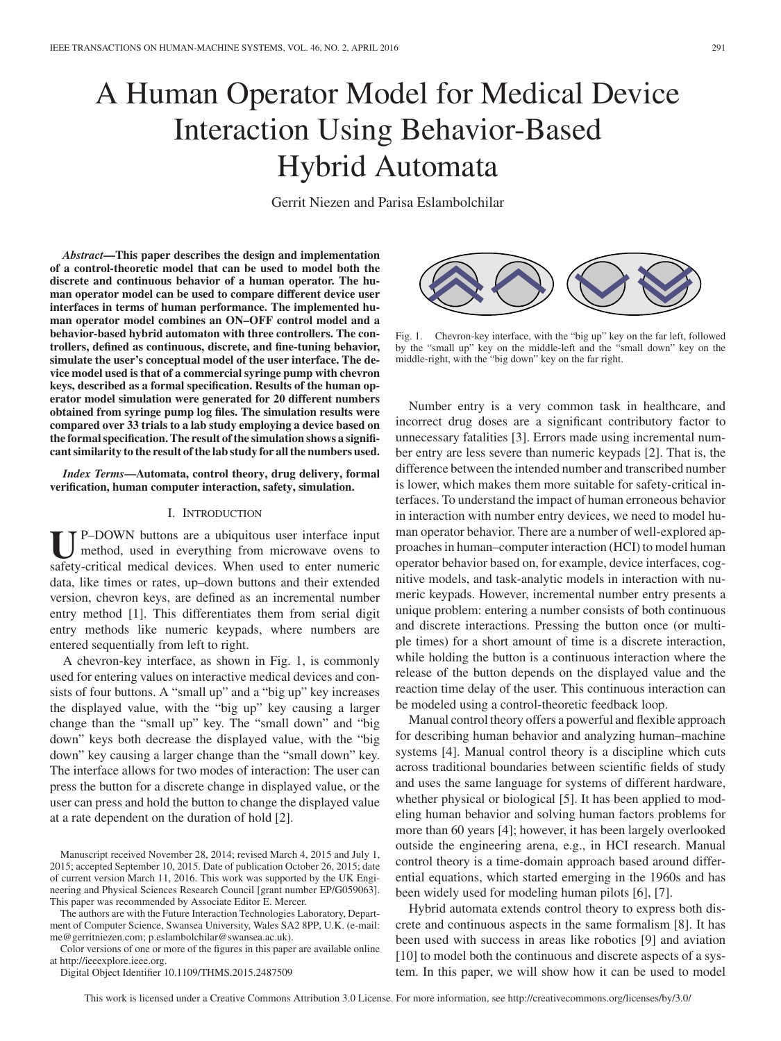# A Human Operator Model for Medical Device Interaction Using Behavior-Based Hybrid Automata

Gerrit Niezen and Parisa Eslambolchilar

***Abstract*—This paper describes the design and implementation of a control-theoretic model that can be used to model both the discrete and continuous behavior of a human operator. The human operator model can be used to compare different device user interfaces in terms of human performance. The implemented human operator model combines an ON–OFF control model and a behavior-based hybrid automaton with three controllers. The controllers, defined as continuous, discrete, and fine-tuning behavior, simulate the user's conceptual model of the user interface. The device model used is that of a commercial syringe pump with chevron keys, described as a formal specification. Results of the human operator model simulation were generated for 20 different numbers obtained from syringe pump log files. The simulation results were compared over 33 trials to a lab study employing a device based on the formal specification. The result of the simulation shows a significant similarity to the result of the lab study for all the numbers used.**

***Index Terms*—Automata, control theory, drug delivery, formal verification, human computer interaction, safety, simulation.**

## I. Introduction

UP–DOWN buttons are a ubiquitous user interface input method, used in everything from microwave ovens to safety-critical medical devices. When used to enter numeric data, like times or rates, up–down buttons and their extended version, chevron keys, are defined as an incremental number entry method [1]. This differentiates them from serial digit entry methods like numeric keypads, where numbers are entered sequentially from left to right.

A chevron-key interface, as shown in Fig. 1, is commonly used for entering values on interactive medical devices and consists of four buttons. A "small up" and a "big up" key increases the displayed value, with the "big up" key causing a larger change than the "small up" key. The "small down" and "big down" keys both decrease the displayed value, with the "big down" key causing a larger change than the "small down" key. The interface allows for two modes of interaction: The user can press the button for a discrete change in displayed value, or the user can press and hold the button to change the displayed value at a rate dependent on the duration of hold [2].

Manuscript received November 28, 2014; revised March 4, 2015 and July 1, 2015; accepted September 10, 2015. Date of publication October 26, 2015; date of current version March 11, 2016. This work was supported by the UK Engineering and Physical Sciences Research Council [grant number EP/G059063]. This paper was recommended by Associate Editor E. Mercer.

The authors are with the Future Interaction Technologies Laboratory, Department of Computer Science, Swansea University, Wales SA2 8PP, U.K. (e-mail: me@gerritniezen.com; p.eslambolchilar@swansea.ac.uk).

Color versions of one or more of the figures in this paper are available online at http://ieeexplore.ieee.org.

Digital Object Identifier 10.1109/THMS.2015.2487509

Fig. 1. Chevron-key interface, with the "big up" key on the far left, followed by the "small up" key on the middle-left and the "small down" key on the middle-right, with the "big down" key on the far right.

Number entry is a very common task in healthcare, and incorrect drug doses are a significant contributory factor to unnecessary fatalities [3]. Errors made using incremental number entry are less severe than numeric keypads [2]. That is, the difference between the intended number and transcribed number is lower, which makes them more suitable for safety-critical interfaces. To understand the impact of human erroneous behavior in interaction with number entry devices, we need to model human operator behavior. There are a number of well-explored approaches in human–computer interaction (HCI) to model human operator behavior based on, for example, device interfaces, cognitive models, and task-analytic models in interaction with numeric keypads. However, incremental number entry presents a unique problem: entering a number consists of both continuous and discrete interactions. Pressing the button once (or multiple times) for a short amount of time is a discrete interaction, while holding the button is a continuous interaction where the release of the button depends on the displayed value and the reaction time delay of the user. This continuous interaction can be modeled using a control-theoretic feedback loop.

Manual control theory offers a powerful and flexible approach for describing human behavior and analyzing human–machine systems [4]. Manual control theory is a discipline which cuts across traditional boundaries between scientific fields of study and uses the same language for systems of different hardware, whether physical or biological [5]. It has been applied to modeling human behavior and solving human factors problems for more than 60 years [4]; however, it has been largely overlooked outside the engineering arena, e.g., in HCI research. Manual control theory is a time-domain approach based around differential equations, which started emerging in the 1960s and has been widely used for modeling human pilots [6], [7].

Hybrid automata extends control theory to express both discrete and continuous aspects in the same formalism [8]. It has been used with success in areas like robotics [9] and aviation [10] to model both the continuous and discrete aspects of a system. In this paper, we will show how it can be used to model

This work is licensed under a Creative Commons Attribution 3.0 License. For more information, see http://creativecommons.org/licenses/by/3.0/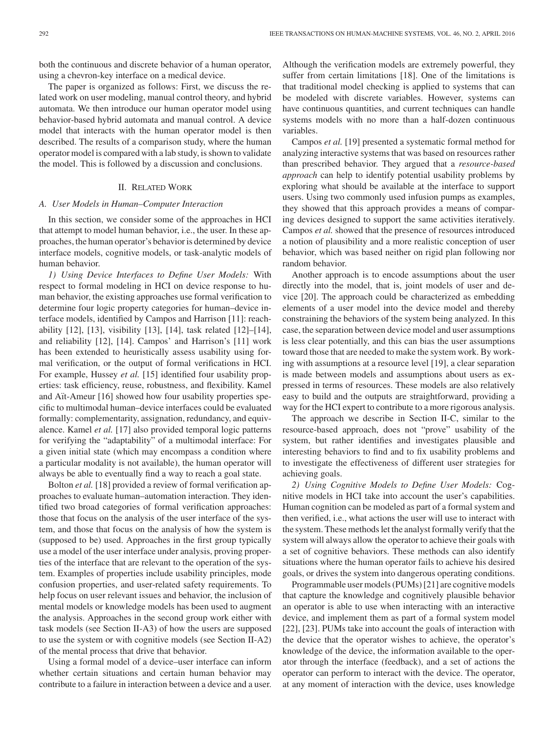both the continuous and discrete behavior of a human operator, using a chevron-key interface on a medical device.

The paper is organized as follows: First, we discuss the related work on user modeling, manual control theory, and hybrid automata. We then introduce our human operator model using behavior-based hybrid automata and manual control. A device model that interacts with the human operator model is then described. The results of a comparison study, where the human operator model is compared with a lab study, is shown to validate the model. This is followed by a discussion and conclusions.

## II. Related Work

### A. User Models in Human–Computer Interaction

In this section, we consider some of the approaches in HCI that attempt to model human behavior, i.e., the user. In these approaches, the human operator's behavior is determined by device interface models, cognitive models, or task-analytic models of human behavior.

*1) Using Device Interfaces to Define User Models:* With respect to formal modeling in HCI on device response to human behavior, the existing approaches use formal verification to determine four logic property categories for human–device interface models, identified by Campos and Harrison [11]: reachability [12], [13], visibility [13], [14], task related [12]–[14], and reliability [12], [14]. Campos' and Harrison's [11] work has been extended to heuristically assess usability using formal verification, or the output of formal verifications in HCI. For example, Hussey *et al.* [15] identified four usability properties: task efficiency, reuse, robustness, and flexibility. Kamel and Aït-Ameur [16] showed how four usability properties specific to multimodal human–device interfaces could be evaluated formally: complementarity, assignation, redundancy, and equivalence. Kamel *et al.* [17] also provided temporal logic patterns for verifying the "adaptability" of a multimodal interface: For a given initial state (which may encompass a condition where a particular modality is not available), the human operator will always be able to eventually find a way to reach a goal state.

Bolton *et al.* [18] provided a review of formal verification approaches to evaluate human–automation interaction. They identified two broad categories of formal verification approaches: those that focus on the analysis of the user interface of the system, and those that focus on the analysis of how the system is (supposed to be) used. Approaches in the first group typically use a model of the user interface under analysis, proving properties of the interface that are relevant to the operation of the system. Examples of properties include usability principles, mode confusion properties, and user-related safety requirements. To help focus on user relevant issues and behavior, the inclusion of mental models or knowledge models has been used to augment the analysis. Approaches in the second group work either with task models (see Section II-A3) of how the users are supposed to use the system or with cognitive models (see Section II-A2) of the mental process that drive that behavior.

Using a formal model of a device–user interface can inform whether certain situations and certain human behavior may contribute to a failure in interaction between a device and a user. Although the verification models are extremely powerful, they suffer from certain limitations [18]. One of the limitations is that traditional model checking is applied to systems that can be modeled with discrete variables. However, systems can have continuous quantities, and current techniques can handle systems models with no more than a half-dozen continuous variables.

Campos *et al.* [19] presented a systematic formal method for analyzing interactive systems that was based on resources rather than prescribed behavior. They argued that a *resource-based approach* can help to identify potential usability problems by exploring what should be available at the interface to support users. Using two commonly used infusion pumps as examples, they showed that this approach provides a means of comparing devices designed to support the same activities iteratively. Campos *et al.* showed that the presence of resources introduced a notion of plausibility and a more realistic conception of user behavior, which was based neither on rigid plan following nor random behavior.

Another approach is to encode assumptions about the user directly into the model, that is, joint models of user and device [20]. The approach could be characterized as embedding elements of a user model into the device model and thereby constraining the behaviors of the system being analyzed. In this case, the separation between device model and user assumptions is less clear potentially, and this can bias the user assumptions toward those that are needed to make the system work. By working with assumptions at a resource level [19], a clear separation is made between models and assumptions about users as expressed in terms of resources. These models are also relatively easy to build and the outputs are straightforward, providing a way for the HCI expert to contribute to a more rigorous analysis.

The approach we describe in Section II-C, similar to the resource-based approach, does not "prove" usability of the system, but rather identifies and investigates plausible and interesting behaviors to find and to fix usability problems and to investigate the effectiveness of different user strategies for achieving goals.

*2) Using Cognitive Models to Define User Models:* Cognitive models in HCI take into account the user's capabilities. Human cognition can be modeled as part of a formal system and then verified, i.e., what actions the user will use to interact with the system. These methods let the analyst formally verify that the system will always allow the operator to achieve their goals with a set of cognitive behaviors. These methods can also identify situations where the human operator fails to achieve his desired goals, or drives the system into dangerous operating conditions.

Programmable user models (PUMs) [21] are cognitive models that capture the knowledge and cognitively plausible behavior an operator is able to use when interacting with an interactive device, and implement them as part of a formal system model [22], [23]. PUMs take into account the goals of interaction with the device that the operator wishes to achieve, the operator's knowledge of the device, the information available to the operator through the interface (feedback), and a set of actions the operator can perform to interact with the device. The operator, at any moment of interaction with the device, uses knowledge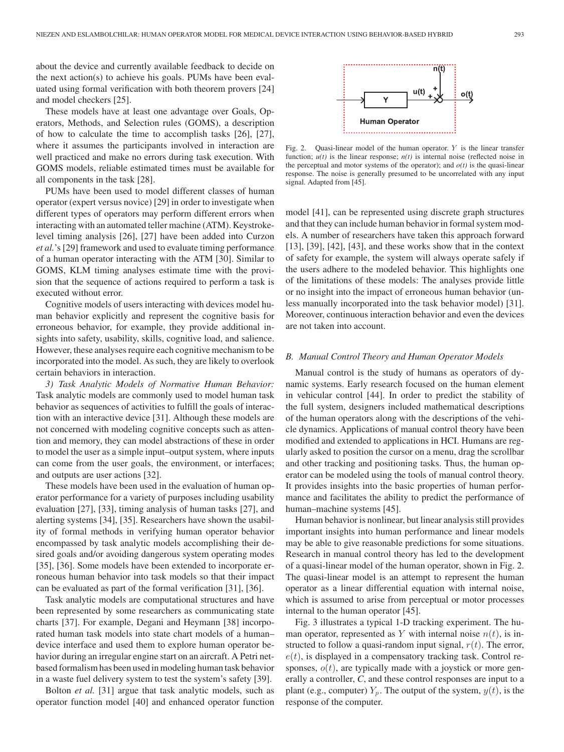about the device and currently available feedback to decide on the next action(s) to achieve his goals. PUMs have been evaluated using formal verification with both theorem provers [24] and model checkers [25].

These models have at least one advantage over Goals, Operators, Methods, and Selection rules (GOMS), a description of how to calculate the time to accomplish tasks [26], [27], where it assumes the participants involved in interaction are well practiced and make no errors during task execution. With GOMS models, reliable estimated times must be available for all components in the task [28].

PUMs have been used to model different classes of human operator (expert versus novice) [29] in order to investigate when different types of operators may perform different errors when interacting with an automated teller machine (ATM). Keystroke-level timing analysis [26], [27] have been added into Curzon *et al.*'s [29] framework and used to evaluate timing performance of a human operator interacting with the ATM [30]. Similar to GOMS, KLM timing analyses estimate time with the provision that the sequence of actions required to perform a task is executed without error.

Cognitive models of users interacting with devices model human behavior explicitly and represent the cognitive basis for erroneous behavior, for example, they provide additional insights into safety, usability, skills, cognitive load, and salience. However, these analyses require each cognitive mechanism to be incorporated into the model. As such, they are likely to overlook certain behaviors in interaction.

*3) Task Analytic Models of Normative Human Behavior:* Task analytic models are commonly used to model human task behavior as sequences of activities to fulfill the goals of interaction with an interactive device [31]. Although these models are not concerned with modeling cognitive concepts such as attention and memory, they can model abstractions of these in order to model the user as a simple input–output system, where inputs can come from the user goals, the environment, or interfaces; and outputs are user actions [32].

These models have been used in the evaluation of human operator performance for a variety of purposes including usability evaluation [27], [33], timing analysis of human tasks [27], and alerting systems [34], [35]. Researchers have shown the usability of formal methods in verifying human operator behavior encompassed by task analytic models accomplishing their desired goals and/or avoiding dangerous system operating modes [35], [36]. Some models have been extended to incorporate erroneous human behavior into task models so that their impact can be evaluated as part of the formal verification [31], [36].

Task analytic models are computational structures and have been represented by some researchers as communicating state charts [37]. For example, Degani and Heymann [38] incorporated human task models into state chart models of a human–device interface and used them to explore human operator behavior during an irregular engine start on an aircraft. A Petri net-based formalism has been used in modeling human task behavior in a waste fuel delivery system to test the system's safety [39].

Bolton *et al.* [31] argue that task analytic models, such as operator function model [40] and enhanced operator function model [41], can be represented using discrete graph structures and that they can include human behavior in formal system models. A number of researchers have taken this approach forward [13], [39], [42], [43], and these works show that in the context of safety for example, the system will always operate safely if the users adhere to the modeled behavior. This highlights one of the limitations of these models: The analyses provide little or no insight into the impact of erroneous human behavior (unless manually incorporated into the task behavior model) [31]. Moreover, continuous interaction behavior and even the devices are not taken into account.

Fig. 2. Quasi-linear model of the human operator. $Y$ is the linear transfer function; $u(t)$ is the linear response; $n(t)$ is internal noise (reflected noise in the perceptual and motor systems of the operator); and $o(t)$ is the quasi-linear response. The noise is generally presumed to be uncorrelated with any input signal. Adapted from [45].

### B. Manual Control Theory and Human Operator Models

Manual control is the study of humans as operators of dynamic systems. Early research focused on the human element in vehicular control [44]. In order to predict the stability of the full system, designers included mathematical descriptions of the human operators along with the descriptions of the vehicle dynamics. Applications of manual control theory have been modified and extended to applications in HCI. Humans are regularly asked to position the cursor on a menu, drag the scrollbar and other tracking and positioning tasks. Thus, the human operator can be modeled using the tools of manual control theory. It provides insights into the basic properties of human performance and facilitates the ability to predict the performance of human–machine systems [45].

Human behavior is nonlinear, but linear analysis still provides important insights into human performance and linear models may be able to give reasonable predictions for some situations. Research in manual control theory has led to the development of a quasi-linear model of the human operator, shown in Fig. 2. The quasi-linear model is an attempt to represent the human operator as a linear differential equation with internal noise, which is assumed to arise from perceptual or motor processes internal to the human operator [45].

Fig. 3 illustrates a typical 1-D tracking experiment. The human operator, represented as $Y$ with internal noise $n(t)$, is instructed to follow a quasi-random input signal, $r(t)$. The error, $e(t)$, is displayed in a compensatory tracking task. Control responses, $o(t)$, are typically made with a joystick or more generally a controller, $C$, and these control responses are input to a plant (e.g., computer) $Y_p$. The output of the system, $y(t)$, is the response of the computer.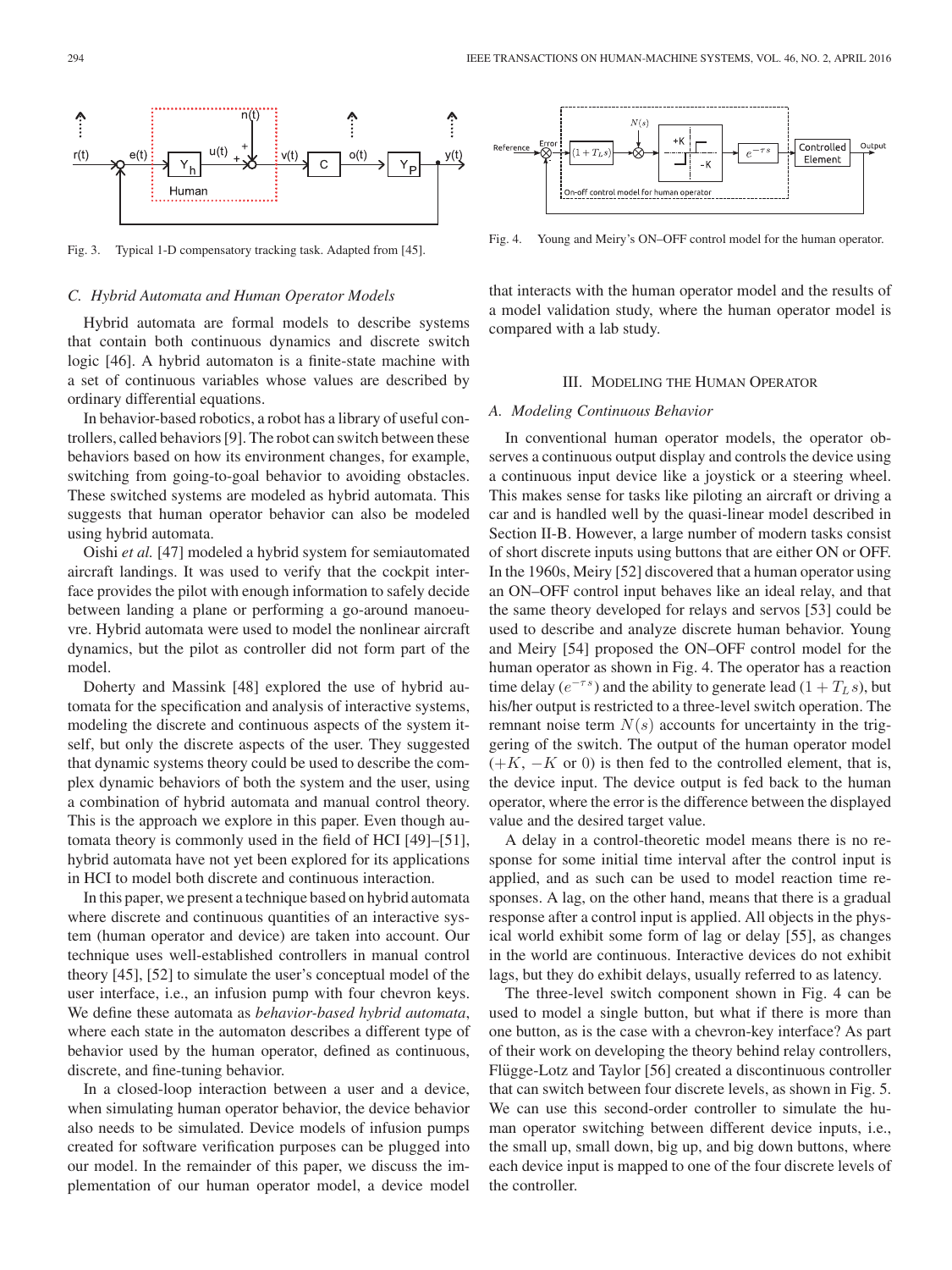Fig. 3. Typical 1-D compensatory tracking task. Adapted from [45].

Fig. 4. Young and Meiry's ON–OFF control model for the human operator.

### C. Hybrid Automata and Human Operator Models

Hybrid automata are formal models to describe systems that contain both continuous dynamics and discrete switch logic [46]. A hybrid automaton is a finite-state machine with a set of continuous variables whose values are described by ordinary differential equations.

In behavior-based robotics, a robot has a library of useful controllers, called behaviors [9]. The robot can switch between these behaviors based on how its environment changes, for example, switching from going-to-goal behavior to avoiding obstacles. These switched systems are modeled as hybrid automata. This suggests that human operator behavior can also be modeled using hybrid automata.

Oishi *et al.* [47] modeled a hybrid system for semiautomated aircraft landings. It was used to verify that the cockpit interface provides the pilot with enough information to safely decide between landing a plane or performing a go-around manoeuvre. Hybrid automata were used to model the nonlinear aircraft dynamics, but the pilot as controller did not form part of the model.

Doherty and Massink [48] explored the use of hybrid automata for the specification and analysis of interactive systems, modeling the discrete and continuous aspects of the system itself, but only the discrete aspects of the user. They suggested that dynamic systems theory could be used to describe the complex dynamic behaviors of both the system and the user, using a combination of hybrid automata and manual control theory. This is the approach we explore in this paper. Even though automata theory is commonly used in the field of HCI [49]–[51], hybrid automata have not yet been explored for its applications in HCI to model both discrete and continuous interaction.

In this paper, we present a technique based on hybrid automata where discrete and continuous quantities of an interactive system (human operator and device) are taken into account. Our technique uses well-established controllers in manual control theory [45], [52] to simulate the user's conceptual model of the user interface, i.e., an infusion pump with four chevron keys. We define these automata as *behavior-based hybrid automata*, where each state in the automaton describes a different type of behavior used by the human operator, defined as continuous, discrete, and fine-tuning behavior.

In a closed-loop interaction between a user and a device, when simulating human operator behavior, the device behavior also needs to be simulated. Device models of infusion pumps created for software verification purposes can be plugged into our model. In the remainder of this paper, we discuss the implementation of our human operator model, a device model that interacts with the human operator model and the results of a model validation study, where the human operator model is compared with a lab study.

## III. Modeling the Human Operator

### A. Modeling Continuous Behavior

In conventional human operator models, the operator observes a continuous output display and controls the device using a continuous input device like a joystick or a steering wheel. This makes sense for tasks like piloting an aircraft or driving a car and is handled well by the quasi-linear model described in Section II-B. However, a large number of modern tasks consist of short discrete inputs using buttons that are either ON or OFF. In the 1960s, Meiry [52] discovered that a human operator using an ON–OFF control input behaves like an ideal relay, and that the same theory developed for relays and servos [53] could be used to describe and analyze discrete human behavior. Young and Meiry [54] proposed the ON–OFF control model for the human operator as shown in Fig. 4. The operator has a reaction time delay ($e^{-\tau s}$) and the ability to generate lead ($1 + T_L s$), but his/her output is restricted to a three-level switch operation. The remnant noise term $N(s)$ accounts for uncertainty in the triggering of the switch. The output of the human operator model ($+K$, $-K$ or 0) is then fed to the controlled element, that is, the device input. The device output is fed back to the human operator, where the error is the difference between the displayed value and the desired target value.

A delay in a control-theoretic model means there is no response for some initial time interval after the control input is applied, and as such can be used to model reaction time responses. A lag, on the other hand, means that there is a gradual response after a control input is applied. All objects in the physical world exhibit some form of lag or delay [55], as changes in the world are continuous. Interactive devices do not exhibit lags, but they do exhibit delays, usually referred to as latency.

The three-level switch component shown in Fig. 4 can be used to model a single button, but what if there is more than one button, as is the case with a chevron-key interface? As part of their work on developing the theory behind relay controllers, Flügge-Lotz and Taylor [56] created a discontinuous controller that can switch between four discrete levels, as shown in Fig. 5. We can use this second-order controller to simulate the human operator switching between different device inputs, i.e., the small up, small down, big up, and big down buttons, where each device input is mapped to one of the four discrete levels of the controller.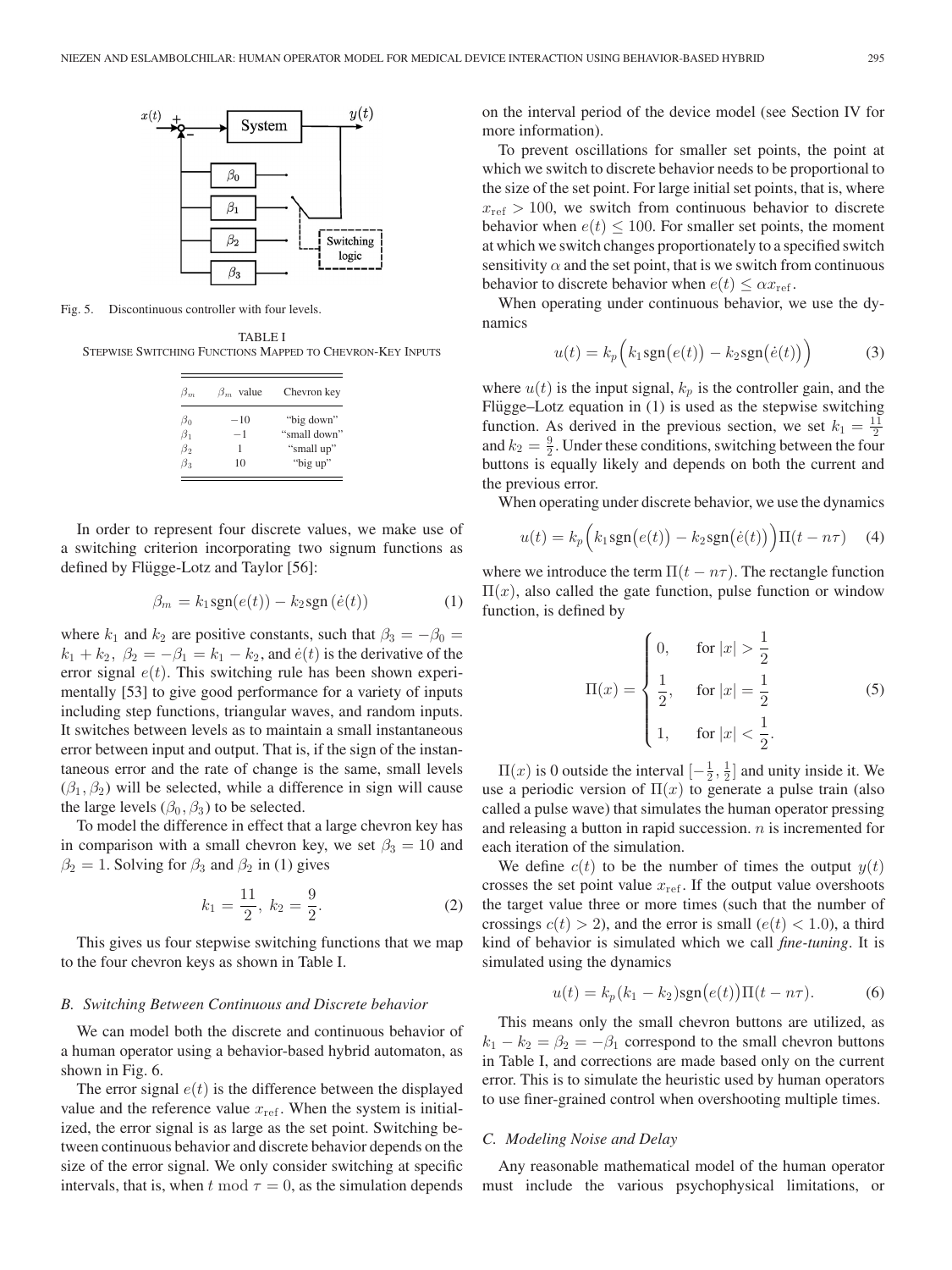Fig. 5. Discontinuous controller with four levels.

TABLE I
STEPWISE SWITCHING FUNCTIONS MAPPED TO CHEVRON-KEY INPUTS

| $\beta_m$ | $\beta_m$ value | Chevron key |
|---|---|---|
| $\beta_0$ | $-10$ | "big down" |
| $\beta_1$ | $-1$ | "small down" |
| $\beta_2$ | $1$ | "small up" |
| $\beta_3$ | $10$ | "big up" |

In order to represent four discrete values, we make use of a switching criterion incorporating two signum functions as defined by Flügge-Lotz and Taylor [56]:

$$\beta_m = k_1 \text{sgn}(e(t)) - k_2 \text{sgn}(\dot{e}(t)) \tag{1}$$

where $k_1$ and $k_2$ are positive constants, such that $\beta_3 = -\beta_0 = k_1 + k_2$, $\beta_2 = -\beta_1 = k_1 - k_2$, and $\dot{e}(t)$ is the derivative of the error signal $e(t)$. This switching rule has been shown experimentally [53] to give good performance for a variety of inputs including step functions, triangular waves, and random inputs. It switches between levels as to maintain a small instantaneous error between input and output. That is, if the sign of the instantaneous error and the rate of change is the same, small levels $(\beta_1, \beta_2)$ will be selected, while a difference in sign will cause the large levels $(\beta_0, \beta_3)$ to be selected.

To model the difference in effect that a large chevron key has in comparison with a small chevron key, we set $\beta_3 = 10$ and $\beta_2 = 1$. Solving for $\beta_3$ and $\beta_2$ in (1) gives

$$k_1 = \frac{11}{2},\ k_2 = \frac{9}{2}. \tag{2}$$

This gives us four stepwise switching functions that we map to the four chevron keys as shown in Table I.

### B. Switching Between Continuous and Discrete behavior

We can model both the discrete and continuous behavior of a human operator using a behavior-based hybrid automaton, as shown in Fig. 6.

The error signal $e(t)$ is the difference between the displayed value and the reference value $x_{\text{ref}}$. When the system is initialized, the error signal is as large as the set point. Switching between continuous behavior and discrete behavior depends on the size of the error signal. We only consider switching at specific intervals, that is, when $t \bmod \tau = 0$, as the simulation depends on the interval period of the device model (see Section IV for more information).

To prevent oscillations for smaller set points, the point at which we switch to discrete behavior needs to be proportional to the size of the set point. For large initial set points, that is, where $x_{\text{ref}} > 100$, we switch from continuous behavior to discrete behavior when $e(t) \leq 100$. For smaller set points, the moment at which we switch changes proportionately to a specified switch sensitivity $\alpha$ and the set point, that is we switch from continuous behavior to discrete behavior when $e(t) \leq \alpha x_{\text{ref}}$.

When operating under continuous behavior, we use the dynamics

$$u(t) = k_p \Big( k_1 \text{sgn}\big(e(t)\big) - k_2 \text{sgn}\big(\dot{e}(t)\big) \Big) \tag{3}$$

where $u(t)$ is the input signal, $k_p$ is the controller gain, and the Flügge–Lotz equation in (1) is used as the stepwise switching function. As derived in the previous section, we set $k_1 = \frac{11}{2}$ and $k_2 = \frac{9}{2}$. Under these conditions, switching between the four buttons is equally likely and depends on both the current and the previous error.

When operating under discrete behavior, we use the dynamics

$$u(t) = k_p \Big( k_1 \text{sgn}\big(e(t)\big) - k_2 \text{sgn}\big(\dot{e}(t)\big) \Big) \Pi(t - n\tau) \tag{4}$$

where we introduce the term $\Pi(t - n\tau)$. The rectangle function $\Pi(x)$, also called the gate function, pulse function or window function, is defined by

$$\Pi(x) = \begin{cases} 0, & \text{for } |x| > \frac{1}{2} \\ \frac{1}{2}, & \text{for } |x| = \frac{1}{2} \\ 1, & \text{for } |x| < \frac{1}{2}. \end{cases} \tag{5}$$

$\Pi(x)$ is 0 outside the interval $[-\frac{1}{2}, \frac{1}{2}]$ and unity inside it. We use a periodic version of $\Pi(x)$ to generate a pulse train (also called a pulse wave) that simulates the human operator pressing and releasing a button in rapid succession. $n$ is incremented for each iteration of the simulation.

We define $c(t)$ to be the number of times the output $y(t)$ crosses the set point value $x_{\text{ref}}$. If the output value overshoots the target value three or more times (such that the number of crossings $c(t) > 2$), and the error is small ($e(t) < 1.0$), a third kind of behavior is simulated which we call ***fine-tuning***. It is simulated using the dynamics

$$u(t) = k_p (k_1 - k_2) \text{sgn}\big(e(t)\big) \Pi(t - n\tau). \tag{6}$$

This means only the small chevron buttons are utilized, as $k_1 - k_2 = \beta_2 = -\beta_1$ correspond to the small chevron buttons in Table I, and corrections are made based only on the current error. This is to simulate the heuristic used by human operators to use finer-grained control when overshooting multiple times.

### C. Modeling Noise and Delay

Any reasonable mathematical model of the human operator must include the various psychophysical limitations, or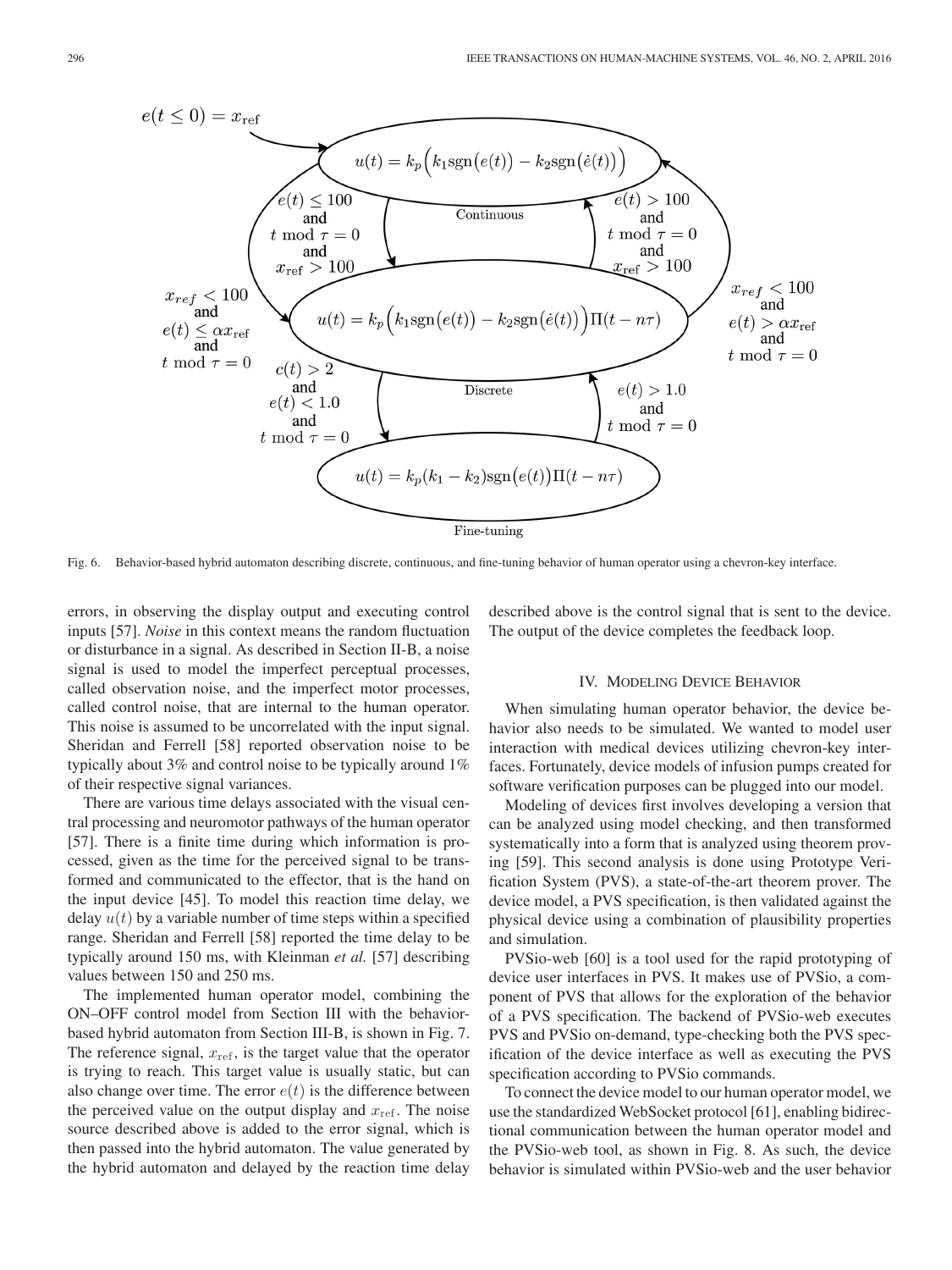Fig. 6. Behavior-based hybrid automaton describing discrete, continuous, and fine-tuning behavior of human operator using a chevron-key interface.

errors, in observing the display output and executing control inputs [57]. *Noise* in this context means the random fluctuation or disturbance in a signal. As described in Section II-B, a noise signal is used to model the imperfect perceptual processes, called observation noise, and the imperfect motor processes, called control noise, that are internal to the human operator. This noise is assumed to be uncorrelated with the input signal. Sheridan and Ferrell [58] reported observation noise to be typically about 3% and control noise to be typically around 1% of their respective signal variances.

There are various time delays associated with the visual central processing and neuromotor pathways of the human operator [57]. There is a finite time during which information is processed, given as the time for the perceived signal to be transformed and communicated to the effector, that is the hand on the input device [45]. To model this reaction time delay, we delay $u(t)$ by a variable number of time steps within a specified range. Sheridan and Ferrell [58] reported the time delay to be typically around 150 ms, with Kleinman *et al.* [57] describing values between 150 and 250 ms.

The implemented human operator model, combining the ON–OFF control model from Section III with the behavior-based hybrid automaton from Section III-B, is shown in Fig. 7. The reference signal, $x_{\mathrm{ref}}$, is the target value that the operator is trying to reach. This target value is usually static, but can also change over time. The error $e(t)$ is the difference between the perceived value on the output display and $x_{\mathrm{ref}}$. The noise source described above is added to the error signal, which is then passed into the hybrid automaton. The value generated by the hybrid automaton and delayed by the reaction time delay described above is the control signal that is sent to the device. The output of the device completes the feedback loop.

## IV. Modeling Device Behavior

When simulating human operator behavior, the device behavior also needs to be simulated. We wanted to model user interaction with medical devices utilizing chevron-key interfaces. Fortunately, device models of infusion pumps created for software verification purposes can be plugged into our model.

Modeling of devices first involves developing a version that can be analyzed using model checking, and then transformed systematically into a form that is analyzed using theorem proving [59]. This second analysis is done using Prototype Verification System (PVS), a state-of-the-art theorem prover. The device model, a PVS specification, is then validated against the physical device using a combination of plausibility properties and simulation.

PVSio-web [60] is a tool used for the rapid prototyping of device user interfaces in PVS. It makes use of PVSio, a component of PVS that allows for the exploration of the behavior of a PVS specification. The backend of PVSio-web executes PVS and PVSio on-demand, type-checking both the PVS specification of the device interface as well as executing the PVS specification according to PVSio commands.

To connect the device model to our human operator model, we use the standardized WebSocket protocol [61], enabling bidirectional communication between the human operator model and the PVSio-web tool, as shown in Fig. 8. As such, the device behavior is simulated within PVSio-web and the user behavior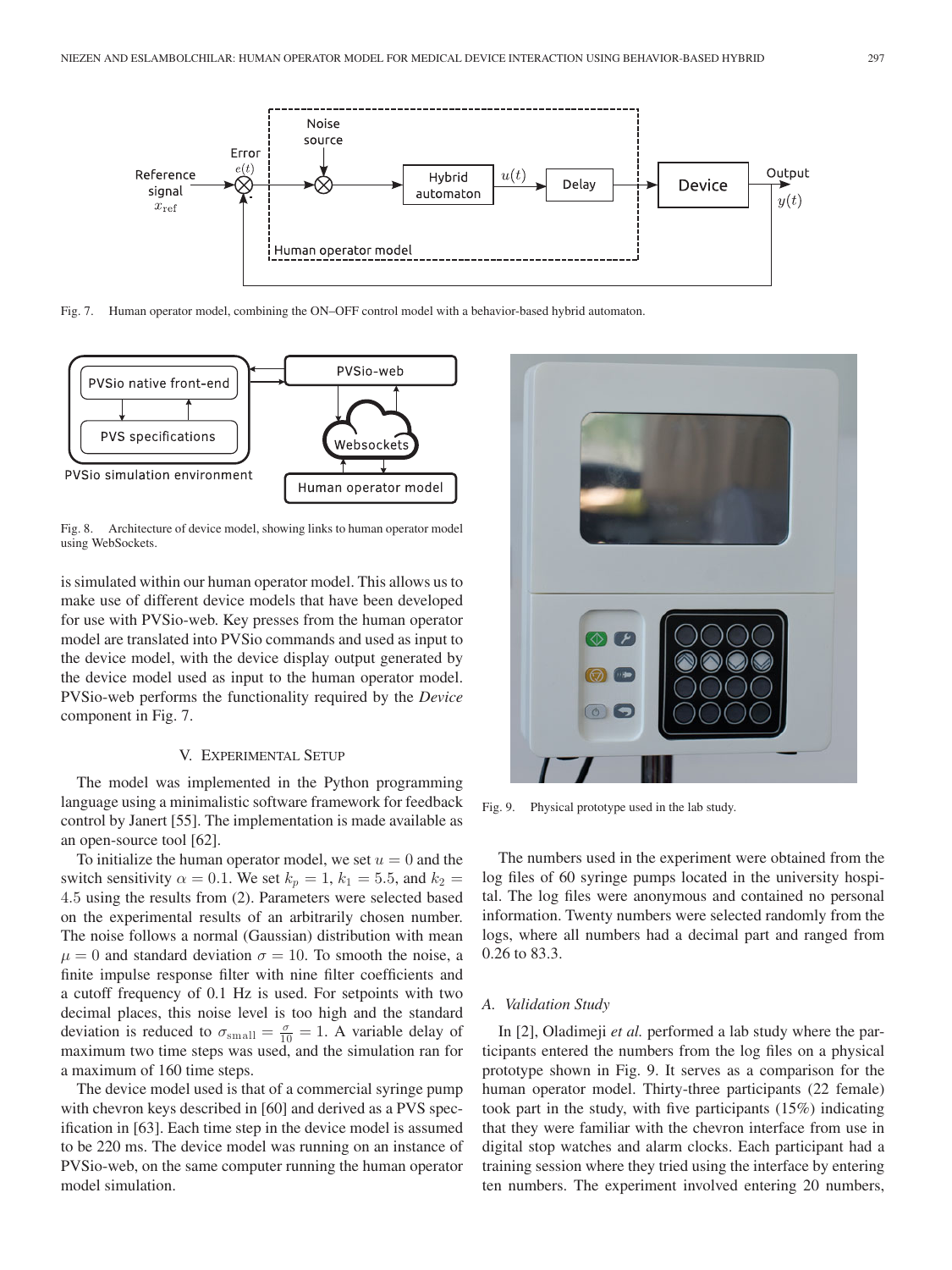Fig. 7. Human operator model, combining the ON–OFF control model with a behavior-based hybrid automaton.

Fig. 8. Architecture of device model, showing links to human operator model using WebSockets.

is simulated within our human operator model. This allows us to make use of different device models that have been developed for use with PVSio-web. Key presses from the human operator model are translated into PVSio commands and used as input to the device model, with the device display output generated by the device model used as input to the human operator model. PVSio-web performs the functionality required by the *Device* component in Fig. 7.

## V. Experimental Setup

The model was implemented in the Python programming language using a minimalistic software framework for feedback control by Janert [55]. The implementation is made available as an open-source tool [62].

To initialize the human operator model, we set $u = 0$ and the switch sensitivity $\alpha = 0.1$. We set $k_p = 1$, $k_1 = 5.5$, and $k_2 = 4.5$ using the results from (2). Parameters were selected based on the experimental results of an arbitrarily chosen number. The noise follows a normal (Gaussian) distribution with mean $\mu = 0$ and standard deviation $\sigma = 10$. To smooth the noise, a finite impulse response filter with nine filter coefficients and a cutoff frequency of 0.1 Hz is used. For setpoints with two decimal places, this noise level is too high and the standard deviation is reduced to $\sigma_{\text{small}} = \frac{\sigma}{10} = 1$. A variable delay of maximum two time steps was used, and the simulation ran for a maximum of 160 time steps.

The device model used is that of a commercial syringe pump with chevron keys described in [60] and derived as a PVS specification in [63]. Each time step in the device model is assumed to be 220 ms. The device model was running on an instance of PVSio-web, on the same computer running the human operator model simulation.

Fig. 9. Physical prototype used in the lab study.

The numbers used in the experiment were obtained from the log files of 60 syringe pumps located in the university hospital. The log files were anonymous and contained no personal information. Twenty numbers were selected randomly from the logs, where all numbers had a decimal part and ranged from 0.26 to 83.3.

### A. Validation Study

In [2], Oladimeji *et al.* performed a lab study where the participants entered the numbers from the log files on a physical prototype shown in Fig. 9. It serves as a comparison for the human operator model. Thirty-three participants (22 female) took part in the study, with five participants (15%) indicating that they were familiar with the chevron interface from use in digital stop watches and alarm clocks. Each participant had a training session where they tried using the interface by entering ten numbers. The experiment involved entering 20 numbers,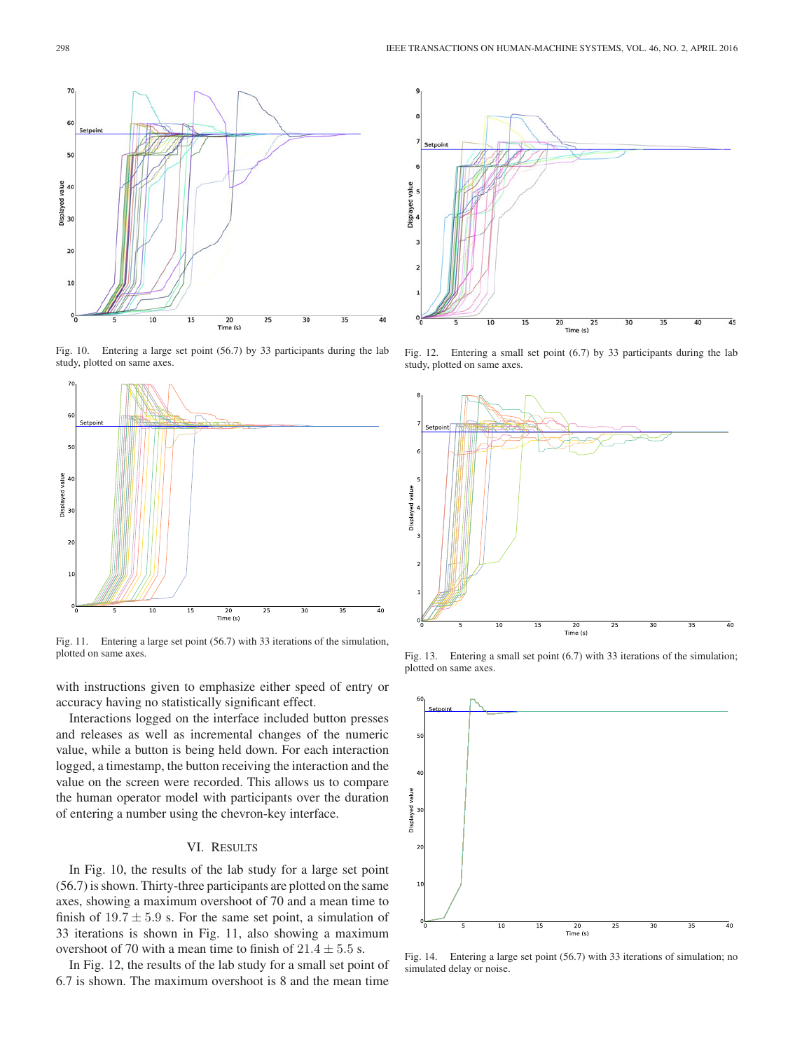Fig. 10. Entering a large set point (56.7) by 33 participants during the lab study, plotted on same axes.

Fig. 11. Entering a large set point (56.7) with 33 iterations of the simulation, plotted on same axes.

with instructions given to emphasize either speed of entry or accuracy having no statistically significant effect.

Interactions logged on the interface included button presses and releases as well as incremental changes of the numeric value, while a button is being held down. For each interaction logged, a timestamp, the button receiving the interaction and the value on the screen were recorded. This allows us to compare the human operator model with participants over the duration of entering a number using the chevron-key interface.

## VI. Results

In Fig. 10, the results of the lab study for a large set point (56.7) is shown. Thirty-three participants are plotted on the same axes, showing a maximum overshoot of 70 and a mean time to finish of $19.7 \pm 5.9$ s. For the same set point, a simulation of 33 iterations is shown in Fig. 11, also showing a maximum overshoot of 70 with a mean time to finish of $21.4 \pm 5.5$ s.

In Fig. 12, the results of the lab study for a small set point of 6.7 is shown. The maximum overshoot is 8 and the mean time

Fig. 12. Entering a small set point (6.7) by 33 participants during the lab study, plotted on same axes.

Fig. 13. Entering a small set point (6.7) with 33 iterations of the simulation; plotted on same axes.

Fig. 14. Entering a large set point (56.7) with 33 iterations of simulation; no simulated delay or noise.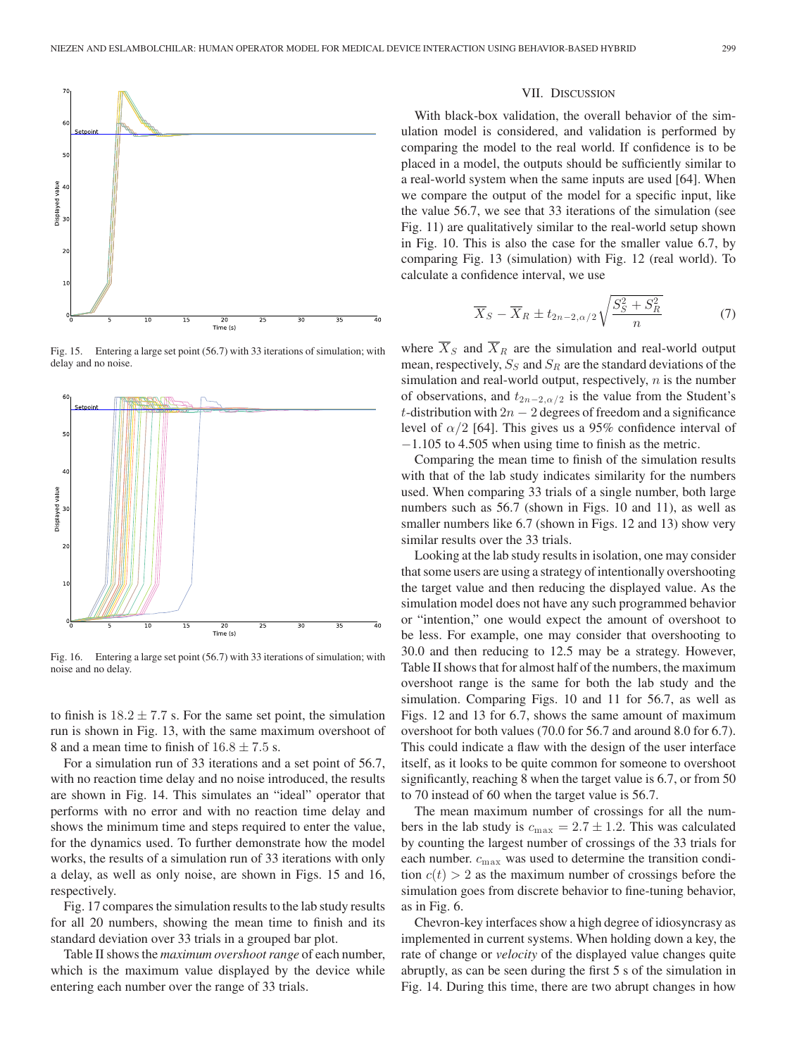Fig. 15. Entering a large set point (56.7) with 33 iterations of simulation; with delay and no noise.

Fig. 16. Entering a large set point (56.7) with 33 iterations of simulation; with noise and no delay.

to finish is $18.2 \pm 7.7$ s. For the same set point, the simulation run is shown in Fig. 13, with the same maximum overshoot of 8 and a mean time to finish of $16.8 \pm 7.5$ s.

For a simulation run of 33 iterations and a set point of 56.7, with no reaction time delay and no noise introduced, the results are shown in Fig. 14. This simulates an "ideal" operator that performs with no error and with no reaction time delay and shows the minimum time and steps required to enter the value, for the dynamics used. To further demonstrate how the model works, the results of a simulation run of 33 iterations with only a delay, as well as only noise, are shown in Figs. 15 and 16, respectively.

Fig. 17 compares the simulation results to the lab study results for all 20 numbers, showing the mean time to finish and its standard deviation over 33 trials in a grouped bar plot.

Table II shows the *maximum overshoot range* of each number, which is the maximum value displayed by the device while entering each number over the range of 33 trials.

## VII. Discussion

With black-box validation, the overall behavior of the simulation model is considered, and validation is performed by comparing the model to the real world. If confidence is to be placed in a model, the outputs should be sufficiently similar to a real-world system when the same inputs are used [64]. When we compare the output of the model for a specific input, like the value 56.7, we see that 33 iterations of the simulation (see Fig. 11) are qualitatively similar to the real-world setup shown in Fig. 10. This is also the case for the smaller value 6.7, by comparing Fig. 13 (simulation) with Fig. 12 (real world). To calculate a confidence interval, we use

$$\overline{X}_S - \overline{X}_R \pm t_{2n-2,\alpha/2}\sqrt{\frac{S_S^2 + S_R^2}{n}} \tag{7}$$

where $\overline{X}_S$ and $\overline{X}_R$ are the simulation and real-world output mean, respectively, $S_S$ and $S_R$ are the standard deviations of the simulation and real-world output, respectively, $n$ is the number of observations, and $t_{2n-2,\alpha/2}$ is the value from the Student's $t$-distribution with $2n - 2$ degrees of freedom and a significance level of $\alpha/2$ [64]. This gives us a 95% confidence interval of $-1.105$ to $4.505$ when using time to finish as the metric.

Comparing the mean time to finish of the simulation results with that of the lab study indicates similarity for the numbers used. When comparing 33 trials of a single number, both large numbers such as 56.7 (shown in Figs. 10 and 11), as well as smaller numbers like 6.7 (shown in Figs. 12 and 13) show very similar results over the 33 trials.

Looking at the lab study results in isolation, one may consider that some users are using a strategy of intentionally overshooting the target value and then reducing the displayed value. As the simulation model does not have any such programmed behavior or "intention," one would expect the amount of overshoot to be less. For example, one may consider that overshooting to 30.0 and then reducing to 12.5 may be a strategy. However, Table II shows that for almost half of the numbers, the maximum overshoot range is the same for both the lab study and the simulation. Comparing Figs. 10 and 11 for 56.7, as well as Figs. 12 and 13 for 6.7, shows the same amount of maximum overshoot for both values (70.0 for 56.7 and around 8.0 for 6.7). This could indicate a flaw with the design of the user interface itself, as it looks to be quite common for someone to overshoot significantly, reaching 8 when the target value is 6.7, or from 50 to 70 instead of 60 when the target value is 56.7.

The mean maximum number of crossings for all the numbers in the lab study is $c_{\max} = 2.7 \pm 1.2$. This was calculated by counting the largest number of crossings of the 33 trials for each number. $c_{\max}$ was used to determine the transition condition $c(t) > 2$ as the maximum number of crossings before the simulation goes from discrete behavior to fine-tuning behavior, as in Fig. 6.

Chevron-key interfaces show a high degree of idiosyncrasy as implemented in current systems. When holding down a key, the rate of change or *velocity* of the displayed value changes quite abruptly, as can be seen during the first 5 s of the simulation in Fig. 14. During this time, there are two abrupt changes in how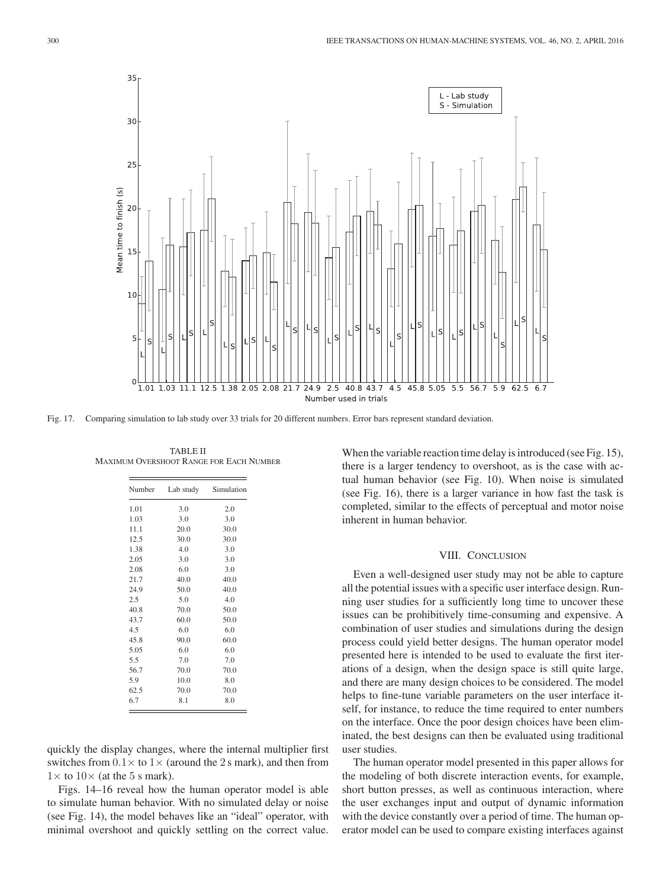Fig. 17. Comparing simulation to lab study over 33 trials for 20 different numbers. Error bars represent standard deviation.

TABLE II
MAXIMUM OVERSHOOT RANGE FOR EACH NUMBER

| Number | Lab study | Simulation |
|---|---|---|
| 1.01 | 3.0 | 2.0 |
| 1.03 | 3.0 | 3.0 |
| 11.1 | 20.0 | 30.0 |
| 12.5 | 30.0 | 30.0 |
| 1.38 | 4.0 | 3.0 |
| 2.05 | 3.0 | 3.0 |
| 2.08 | 6.0 | 3.0 |
| 21.7 | 40.0 | 40.0 |
| 24.9 | 50.0 | 40.0 |
| 2.5 | 5.0 | 4.0 |
| 40.8 | 70.0 | 50.0 |
| 43.7 | 60.0 | 50.0 |
| 4.5 | 6.0 | 6.0 |
| 45.8 | 90.0 | 60.0 |
| 5.05 | 6.0 | 6.0 |
| 5.5 | 7.0 | 7.0 |
| 56.7 | 70.0 | 70.0 |
| 5.9 | 10.0 | 8.0 |
| 62.5 | 70.0 | 70.0 |
| 6.7 | 8.1 | 8.0 |

quickly the display changes, where the internal multiplier first switches from $0.1\times$ to $1\times$ (around the 2 s mark), and then from $1\times$ to $10\times$ (at the 5 s mark).

Figs. 14–16 reveal how the human operator model is able to simulate human behavior. With no simulated delay or noise (see Fig. 14), the model behaves like an "ideal" operator, with minimal overshoot and quickly settling on the correct value. When the variable reaction time delay is introduced (see Fig. 15), there is a larger tendency to overshoot, as is the case with actual human behavior (see Fig. 10). When noise is simulated (see Fig. 16), there is a larger variance in how fast the task is completed, similar to the effects of perceptual and motor noise inherent in human behavior.

## VIII. Conclusion

Even a well-designed user study may not be able to capture all the potential issues with a specific user interface design. Running user studies for a sufficiently long time to uncover these issues can be prohibitively time-consuming and expensive. A combination of user studies and simulations during the design process could yield better designs. The human operator model presented here is intended to be used to evaluate the first iterations of a design, when the design space is still quite large, and there are many design choices to be considered. The model helps to fine-tune variable parameters on the user interface itself, for instance, to reduce the time required to enter numbers on the interface. Once the poor design choices have been eliminated, the best designs can then be evaluated using traditional user studies.

The human operator model presented in this paper allows for the modeling of both discrete interaction events, for example, short button presses, as well as continuous interaction, where the user exchanges input and output of dynamic information with the device constantly over a period of time. The human operator model can be used to compare existing interfaces against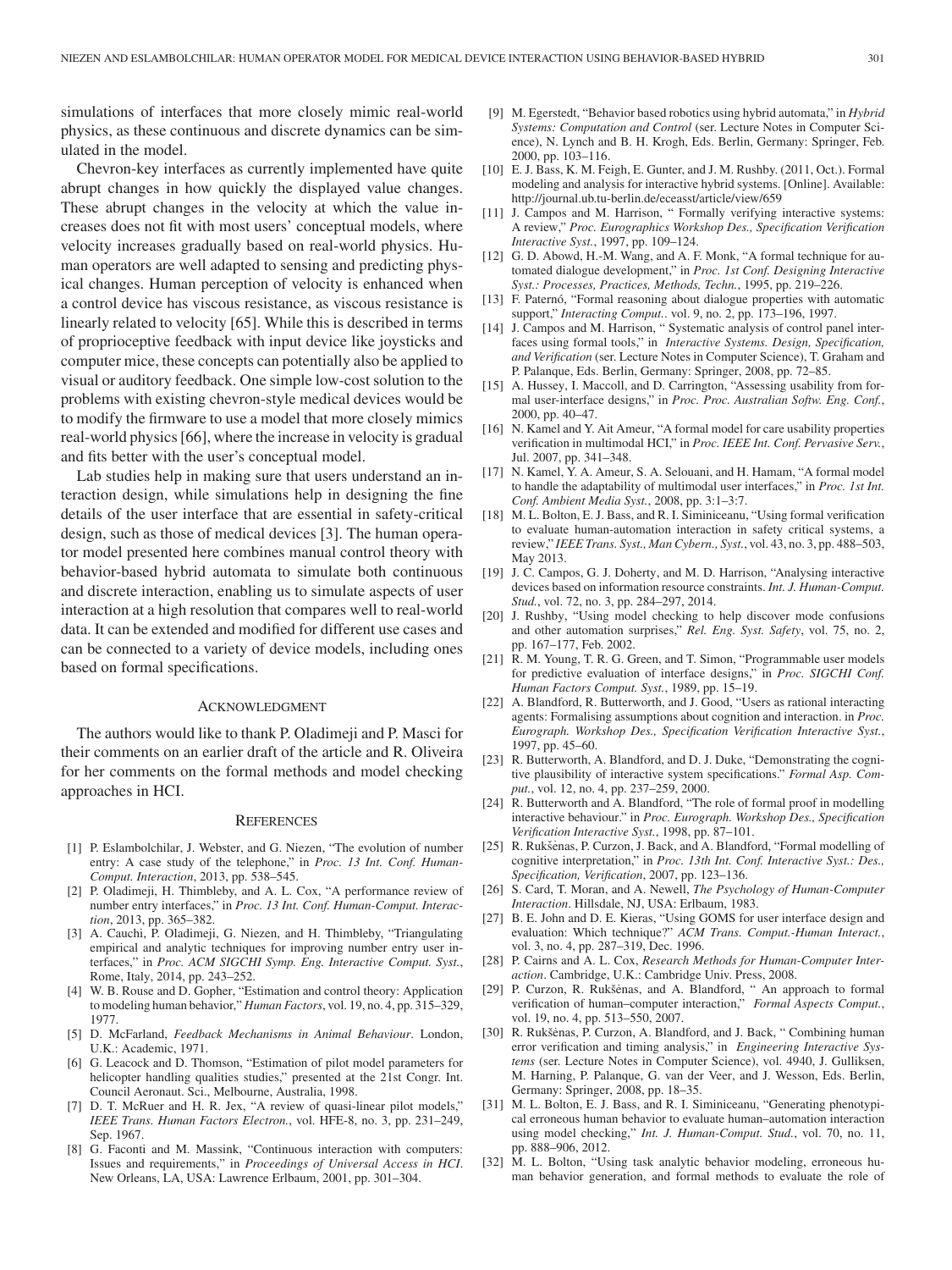simulations of interfaces that more closely mimic real-world physics, as these continuous and discrete dynamics can be simulated in the model.

Chevron-key interfaces as currently implemented have quite abrupt changes in how quickly the displayed value changes. These abrupt changes in the velocity at which the value increases does not fit with most users' conceptual models, where velocity increases gradually based on real-world physics. Human operators are well adapted to sensing and predicting physical changes. Human perception of velocity is enhanced when a control device has viscous resistance, as viscous resistance is linearly related to velocity [65]. While this is described in terms of proprioceptive feedback with input device like joysticks and computer mice, these concepts can potentially also be applied to visual or auditory feedback. One simple low-cost solution to the problems with existing chevron-style medical devices would be to modify the firmware to use a model that more closely mimics real-world physics [66], where the increase in velocity is gradual and fits better with the user's conceptual model.

Lab studies help in making sure that users understand an interaction design, while simulations help in designing the fine details of the user interface that are essential in safety-critical design, such as those of medical devices [3]. The human operator model presented here combines manual control theory with behavior-based hybrid automata to simulate both continuous and discrete interaction, enabling us to simulate aspects of user interaction at a high resolution that compares well to real-world data. It can be extended and modified for different use cases and can be connected to a variety of device models, including ones based on formal specifications.

## Acknowledgment

The authors would like to thank P. Oladimeji and P. Masci for their comments on an earlier draft of the article and R. Oliveira for her comments on the formal methods and model checking approaches in HCI.

## References

[1] P. Eslambolchilar, J. Webster, and G. Niezen, "The evolution of number entry: A case study of the telephone," in *Proc. 13 Int. Conf. Human-Comput. Interaction*, 2013, pp. 538–545.

[2] P. Oladimeji, H. Thimbleby, and A. L. Cox, "A performance review of number entry interfaces," in *Proc. 13 Int. Conf. Human-Comput. Interaction*, 2013, pp. 365–382.

[3] A. Cauchi, P. Oladimeji, G. Niezen, and H. Thimbleby, "Triangulating empirical and analytic techniques for improving number entry user interfaces," in *Proc. ACM SIGCHI Symp. Eng. Interactive Comput. Syst.*, Rome, Italy, 2014, pp. 243–252.

[4] W. B. Rouse and D. Gopher, "Estimation and control theory: Application to modeling human behavior," *Human Factors*, vol. 19, no. 4, pp. 315–329, 1977.

[5] D. McFarland, *Feedback Mechanisms in Animal Behaviour*. London, U.K.: Academic, 1971.

[6] G. Leacock and D. Thomson, "Estimation of pilot model parameters for helicopter handling qualities studies," presented at the 21st Congr. Int. Council Aeronaut. Sci., Melbourne, Australia, 1998.

[7] D. T. McRuer and H. R. Jex, "A review of quasi-linear pilot models," *IEEE Trans. Human Factors Electron.*, vol. HFE-8, no. 3, pp. 231–249, Sep. 1967.

[8] G. Faconti and M. Massink, "Continuous interaction with computers: Issues and requirements," in *Proceedings of Universal Access in HCI*. New Orleans, LA, USA: Lawrence Erlbaum, 2001, pp. 301–304.

[9] M. Egerstedt, "Behavior based robotics using hybrid automata," in *Hybrid Systems: Computation and Control* (ser. Lecture Notes in Computer Science), N. Lynch and B. H. Krogh, Eds. Berlin, Germany: Springer, Feb. 2000, pp. 103–116.

[10] E. J. Bass, K. M. Feigh, E. Gunter, and J. M. Rushby. (2011, Oct.). Formal modeling and analysis for interactive hybrid systems. [Online]. Available: http://journal.ub.tu-berlin.de/eceasst/article/view/659

[11] J. Campos and M. Harrison, " Formally verifying interactive systems: A review," *Proc. Eurographics Workshop Des., Specification Verification Interactive Syst.*, 1997, pp. 109–124.

[12] G. D. Abowd, H.-M. Wang, and A. F. Monk, "A formal technique for automated dialogue development," in *Proc. 1st Conf. Designing Interactive Syst.: Processes, Practices, Methods, Techn.*, 1995, pp. 219–226.

[13] F. Paternó, "Formal reasoning about dialogue properties with automatic support," *Interacting Comput.*. vol. 9, no. 2, pp. 173–196, 1997.

[14] J. Campos and M. Harrison, " Systematic analysis of control panel interfaces using formal tools," in *Interactive Systems. Design, Specification, and Verification* (ser. Lecture Notes in Computer Science), T. Graham and P. Palanque, Eds. Berlin, Germany: Springer, 2008, pp. 72–85.

[15] A. Hussey, I. Maccoll, and D. Carrington, "Assessing usability from formal user-interface designs," in *Proc. Proc. Australian Softw. Eng. Conf.*, 2000, pp. 40–47.

[16] N. Kamel and Y. Ait Ameur, "A formal model for care usability properties verification in multimodal HCI," in *Proc. IEEE Int. Conf. Pervasive Serv.*, Jul. 2007, pp. 341–348.

[17] N. Kamel, Y. A. Ameur, S. A. Selouani, and H. Hamam, "A formal model to handle the adaptability of multimodal user interfaces," in *Proc. 1st Int. Conf. Ambient Media Syst.*, 2008, pp. 3:1–3:7.

[18] M. L. Bolton, E. J. Bass, and R. I. Siminiceanu, "Using formal verification to evaluate human-automation interaction in safety critical systems, a review," *IEEE Trans. Syst., Man Cybern., Syst.*, vol. 43, no. 3, pp. 488–503, May 2013.

[19] J. C. Campos, G. J. Doherty, and M. D. Harrison, "Analysing interactive devices based on information resource constraints. *Int. J. Human-Comput. Stud.*, vol. 72, no. 3, pp. 284–297, 2014.

[20] J. Rushby, "Using model checking to help discover mode confusions and other automation surprises," *Rel. Eng. Syst. Safety*, vol. 75, no. 2, pp. 167–177, Feb. 2002.

[21] R. M. Young, T. R. G. Green, and T. Simon, "Programmable user models for predictive evaluation of interface designs," in *Proc. SIGCHI Conf. Human Factors Comput. Syst.*, 1989, pp. 15–19.

[22] A. Blandford, R. Butterworth, and J. Good, "Users as rational interacting agents: Formalising assumptions about cognition and interaction. in *Proc. Eurograph. Workshop Des., Specification Verification Interactive Syst.*, 1997, pp. 45–60.

[23] R. Butterworth, A. Blandford, and D. J. Duke, "Demonstrating the cognitive plausibility of interactive system specifications." *Formal Asp. Comput.*, vol. 12, no. 4, pp. 237–259, 2000.

[24] R. Butterworth and A. Blandford, "The role of formal proof in modelling interactive behaviour." in *Proc. Eurograph. Workshop Des., Specification Verification Interactive Syst.*, 1998, pp. 87–101.

[25] R. Rukšėnas, P. Curzon, J. Back, and A. Blandford, "Formal modelling of cognitive interpretation," in *Proc. 13th Int. Conf. Interactive Syst.: Des., Specification, Verification*, 2007, pp. 123–136.

[26] S. Card, T. Moran, and A. Newell, *The Psychology of Human-Computer Interaction*. Hillsdale, NJ, USA: Erlbaum, 1983.

[27] B. E. John and D. E. Kieras, "Using GOMS for user interface design and evaluation: Which technique?" *ACM Trans. Comput.-Human Interact.*, vol. 3, no. 4, pp. 287–319, Dec. 1996.

[28] P. Cairns and A. L. Cox, *Research Methods for Human-Computer Interaction*. Cambridge, U.K.: Cambridge Univ. Press, 2008.

[29] P. Curzon, R. Rukšėnas, and A. Blandford, " An approach to formal verification of human–computer interaction," *Formal Aspects Comput.*, vol. 19, no. 4, pp. 513–550, 2007.

[30] R. Rukšėnas, P. Curzon, A. Blandford, and J. Back, " Combining human error verification and timing analysis," in *Engineering Interactive Systems* (ser. Lecture Notes in Computer Science), vol. 4940, J. Gulliksen, M. Harning, P. Palanque, G. van der Veer, and J. Wesson, Eds. Berlin, Germany: Springer, 2008, pp. 18–35.

[31] M. L. Bolton, E. J. Bass, and R. I. Siminiceanu, "Generating phenotypical erroneous human behavior to evaluate human–automation interaction using model checking," *Int. J. Human-Comput. Stud.*, vol. 70, no. 11, pp. 888–906, 2012.

[32] M. L. Bolton, "Using task analytic behavior modeling, erroneous human behavior generation, and formal methods to evaluate the role of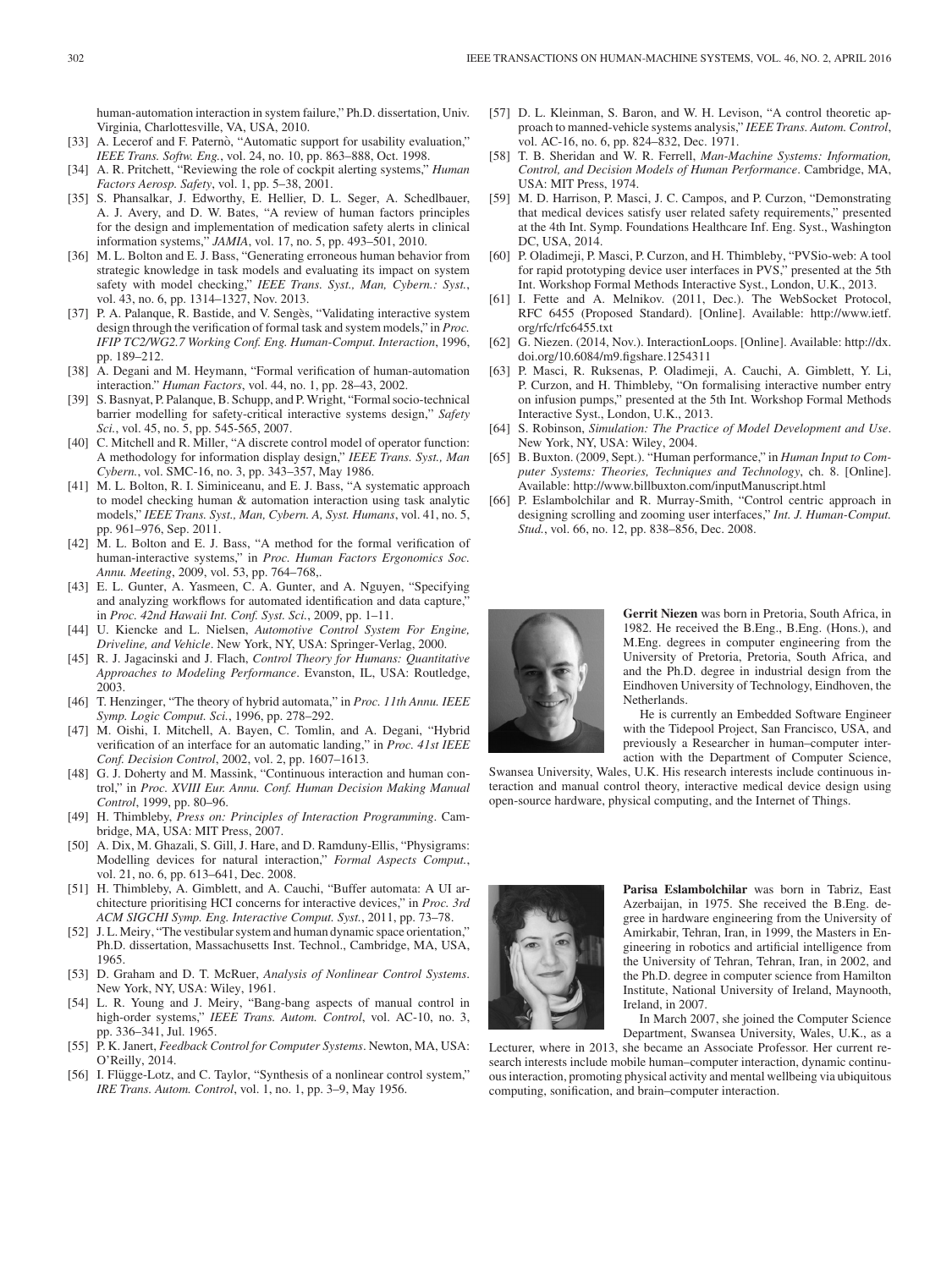human-automation interaction in system failure," Ph.D. dissertation, Univ. Virginia, Charlottesville, VA, USA, 2010.

[33] A. Lecerof and F. Paternò, "Automatic support for usability evaluation," *IEEE Trans. Softw. Eng.*, vol. 24, no. 10, pp. 863–888, Oct. 1998.

[34] A. R. Pritchett, "Reviewing the role of cockpit alerting systems," *Human Factors Aerosp. Safety*, vol. 1, pp. 5–38, 2001.

[35] S. Phansalkar, J. Edworthy, E. Hellier, D. L. Seger, A. Schedlbauer, A. J. Avery, and D. W. Bates, "A review of human factors principles for the design and implementation of medication safety alerts in clinical information systems," *JAMIA*, vol. 17, no. 5, pp. 493–501, 2010.

[36] M. L. Bolton and E. J. Bass, "Generating erroneous human behavior from strategic knowledge in task models and evaluating its impact on system safety with model checking," *IEEE Trans. Syst., Man, Cybern.: Syst.*, vol. 43, no. 6, pp. 1314–1327, Nov. 2013.

[37] P. A. Palanque, R. Bastide, and V. Sengès, "Validating interactive system design through the verification of formal task and system models," in *Proc. IFIP TC2/WG2.7 Working Conf. Eng. Human-Comput. Interaction*, 1996, pp. 189–212.

[38] A. Degani and M. Heymann, "Formal verification of human-automation interaction." *Human Factors*, vol. 44, no. 1, pp. 28–43, 2002.

[39] S. Basnyat, P. Palanque, B. Schupp, and P. Wright, "Formal socio-technical barrier modelling for safety-critical interactive systems design," *Safety Sci.*, vol. 45, no. 5, pp. 545-565, 2007.

[40] C. Mitchell and R. Miller, "A discrete control model of operator function: A methodology for information display design," *IEEE Trans. Syst., Man Cybern.*, vol. SMC-16, no. 3, pp. 343–357, May 1986.

[41] M. L. Bolton, R. I. Siminiceanu, and E. J. Bass, "A systematic approach to model checking human & automation interaction using task analytic models," *IEEE Trans. Syst., Man, Cybern. A, Syst. Humans*, vol. 41, no. 5, pp. 961–976, Sep. 2011.

[42] M. L. Bolton and E. J. Bass, "A method for the formal verification of human-interactive systems," in *Proc. Human Factors Ergonomics Soc. Annu. Meeting*, 2009, vol. 53, pp. 764–768,.

[43] E. L. Gunter, A. Yasmeen, C. A. Gunter, and A. Nguyen, "Specifying and analyzing workflows for automated identification and data capture," in *Proc. 42nd Hawaii Int. Conf. Syst. Sci.*, 2009, pp. 1–11.

[44] U. Kiencke and L. Nielsen, *Automotive Control System For Engine, Driveline, and Vehicle*. New York, NY, USA: Springer-Verlag, 2000.

[45] R. J. Jagacinski and J. Flach, *Control Theory for Humans: Quantitative Approaches to Modeling Performance*. Evanston, IL, USA: Routledge, 2003.

[46] T. Henzinger, "The theory of hybrid automata," in *Proc. 11th Annu. IEEE Symp. Logic Comput. Sci.*, 1996, pp. 278–292.

[47] M. Oishi, I. Mitchell, A. Bayen, C. Tomlin, and A. Degani, "Hybrid verification of an interface for an automatic landing," in *Proc. 41st IEEE Conf. Decision Control*, 2002, vol. 2, pp. 1607–1613.

[48] G. J. Doherty and M. Massink, "Continuous interaction and human control," in *Proc. XVIII Eur. Annu. Conf. Human Decision Making Manual Control*, 1999, pp. 80–96.

[49] H. Thimbleby, *Press on: Principles of Interaction Programming*. Cambridge, MA, USA: MIT Press, 2007.

[50] A. Dix, M. Ghazali, S. Gill, J. Hare, and D. Ramduny-Ellis, "Physigrams: Modelling devices for natural interaction," *Formal Aspects Comput.*, vol. 21, no. 6, pp. 613–641, Dec. 2008.

[51] H. Thimbleby, A. Gimblett, and A. Cauchi, "Buffer automata: A UI architecture prioritising HCI concerns for interactive devices," in *Proc. 3rd ACM SIGCHI Symp. Eng. Interactive Comput. Syst.*, 2011, pp. 73–78.

[52] J. L. Meiry, "The vestibular system and human dynamic space orientation," Ph.D. dissertation, Massachusetts Inst. Technol., Cambridge, MA, USA, 1965.

[53] D. Graham and D. T. McRuer, *Analysis of Nonlinear Control Systems*. New York, NY, USA: Wiley, 1961.

[54] L. R. Young and J. Meiry, "Bang-bang aspects of manual control in high-order systems," *IEEE Trans. Autom. Control*, vol. AC-10, no. 3, pp. 336–341, Jul. 1965.

[55] P. K. Janert, *Feedback Control for Computer Systems*. Newton, MA, USA: O'Reilly, 2014.

[56] I. Flügge-Lotz, and C. Taylor, "Synthesis of a nonlinear control system," *IRE Trans. Autom. Control*, vol. 1, no. 1, pp. 3–9, May 1956.

[57] D. L. Kleinman, S. Baron, and W. H. Levison, "A control theoretic approach to manned-vehicle systems analysis," *IEEE Trans. Autom. Control*, vol. AC-16, no. 6, pp. 824–832, Dec. 1971.

[58] T. B. Sheridan and W. R. Ferrell, *Man-Machine Systems: Information, Control, and Decision Models of Human Performance*. Cambridge, MA, USA: MIT Press, 1974.

[59] M. D. Harrison, P. Masci, J. C. Campos, and P. Curzon, "Demonstrating that medical devices satisfy user related safety requirements," presented at the 4th Int. Symp. Foundations Healthcare Inf. Eng. Syst., Washington DC, USA, 2014.

[60] P. Oladimeji, P. Masci, P. Curzon, and H. Thimbleby, "PVSio-web: A tool for rapid prototyping device user interfaces in PVS," presented at the 5th Int. Workshop Formal Methods Interactive Syst., London, U.K., 2013.

[61] I. Fette and A. Melnikov. (2011, Dec.). The WebSocket Protocol, RFC 6455 (Proposed Standard). [Online]. Available: http://www.ietf.org/rfc/rfc6455.txt

[62] G. Niezen. (2014, Nov.). InteractionLoops. [Online]. Available: http://dx.doi.org/10.6084/m9.figshare.1254311

[63] P. Masci, R. Ruksenas, P. Oladimeji, A. Cauchi, A. Gimblett, Y. Li, P. Curzon, and H. Thimbleby, "On formalising interactive number entry on infusion pumps," presented at the 5th Int. Workshop Formal Methods Interactive Syst., London, U.K., 2013.

[64] S. Robinson, *Simulation: The Practice of Model Development and Use*. New York, NY, USA: Wiley, 2004.

[65] B. Buxton. (2009, Sept.). "Human performance," in *Human Input to Computer Systems: Theories, Techniques and Technology*, ch. 8. [Online]. Available: http://www.billbuxton.com/inputManuscript.html

[66] P. Eslambolchilar and R. Murray-Smith, "Control centric approach in designing scrolling and zooming user interfaces," *Int. J. Human-Comput. Stud.*, vol. 66, no. 12, pp. 838–856, Dec. 2008.

**Gerrit Niezen** was born in Pretoria, South Africa, in 1982. He received the B.Eng., B.Eng. (Hons.), and M.Eng. degrees in computer engineering from the University of Pretoria, Pretoria, South Africa, and the Ph.D. degree in industrial design from the Eindhoven University of Technology, Eindhoven, the Netherlands.

He is currently an Embedded Software Engineer with the Tidepool Project, San Francisco, USA, and previously a Researcher in human–computer interaction with the Department of Computer Science, Swansea University, Wales, U.K. His research interests include continuous interaction and manual control theory, interactive medical device design using open-source hardware, physical computing, and the Internet of Things.

**Parisa Eslambolchilar** was born in Tabriz, East Azerbaijan, in 1975. She received the B.Eng. degree in hardware engineering from the University of Amirkabir, Tehran, Iran, in 1999, the Masters in Engineering in robotics and artificial intelligence from the University of Tehran, Tehran, Iran, in 2002, and the Ph.D. degree in computer science from Hamilton Institute, National University of Ireland, Maynooth, Ireland, in 2007.

In March 2007, she joined the Computer Science Department, Swansea University, Wales, U.K., as a Lecturer, where in 2013, she became an Associate Professor. Her current research interests include mobile human–computer interaction, dynamic continuous interaction, promoting physical activity and mental wellbeing via ubiquitous computing, sonification, and brain–computer interaction.